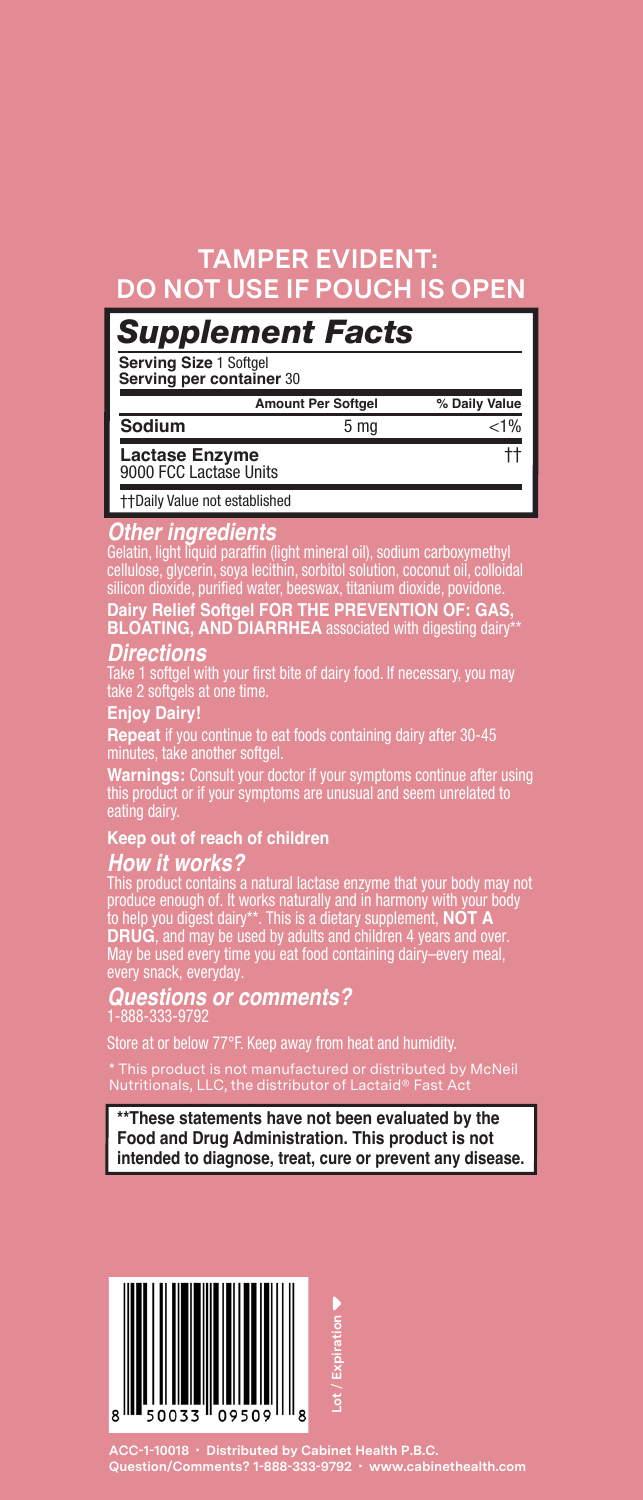## TAMPER EVIDENT: DO NOT USE IF POUCH IS OPEN

# *Supplement Facts*

**Serving Size** 1 Softgel
**Serving per container** 30

| | Amount Per Softgel | % Daily Value |
|---|---|---|
| **Sodium** | 5 mg | <1% |
| **Lactase Enzyme** 9000 FCC Lactase Units | | †† |

††Daily Value not established

### *Other ingredients*

Gelatin, light liquid paraffin (light mineral oil), sodium carboxymethyl cellulose, glycerin, soya lecithin, sorbitol solution, coconut oil, colloidal silicon dioxide, purified water, beeswax, titanium dioxide, povidone.

**Dairy Relief Softgel FOR THE PREVENTION OF: GAS, BLOATING, AND DIARRHEA** associated with digesting dairy**

### *Directions*

Take 1 softgel with your first bite of dairy food. If necessary, you may take 2 softgels at one time.

**Enjoy Dairy!**

**Repeat** if you continue to eat foods containing dairy after 30-45 minutes, take another softgel.

**Warnings:** Consult your doctor if your symptoms continue after using this product or if your symptoms are unusual and seem unrelated to eating dairy.

**Keep out of reach of children**

### *How it works?*

This product contains a natural lactase enzyme that your body may not produce enough of. It works naturally and in harmony with your body to help you digest dairy**. This is a dietary supplement, **NOT A DRUG**, and may be used by adults and children 4 years and over. May be used every time you eat food containing dairy–every meal, every snack, everyday.

### *Questions or comments?*

1-888-333-9792

Store at or below 77°F. Keep away from heat and humidity.

* This product is not manufactured or distributed by McNeil Nutritionals, LLC, the distributor of Lactaid® Fast Act

**\*\*These statements have not been evaluated by the Food and Drug Administration. This product is not intended to diagnose, treat, cure or prevent any disease.**

8 50033 09509 8

Lot / Expiration ▶

ACC-1-10018 · Distributed by Cabinet Health P.B.C.
Question/Comments? 1-888-333-9792 · www.cabinethealth.com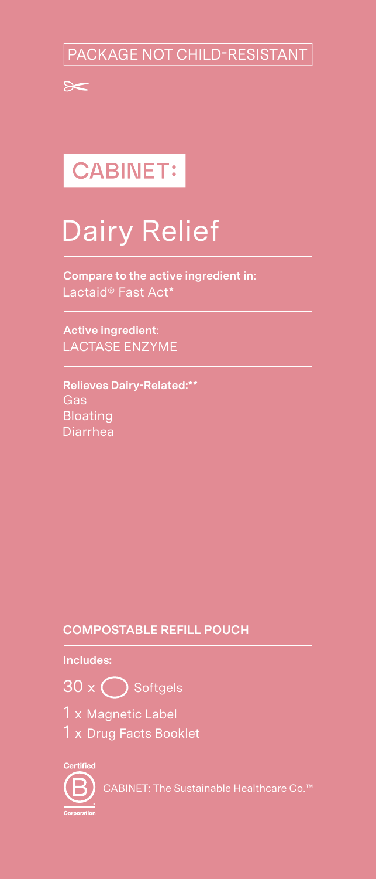PACKAGE NOT CHILD-RESISTANT

✂ - - - - - - - - - - - - - - -

CABINET:

# Dairy Relief

**Compare to the active ingredient in:**
Lactaid® Fast Act*

**Active ingredient**:
LACTASE ENZYME

**Relieves Dairy-Related:****
Gas
Bloating
Diarrhea

**COMPOSTABLE REFILL POUCH**

**Includes:**

30 x Softgels

1 x Magnetic Label

1 x Drug Facts Booklet

Certified B Corporation

CABINET: The Sustainable Healthcare Co.™